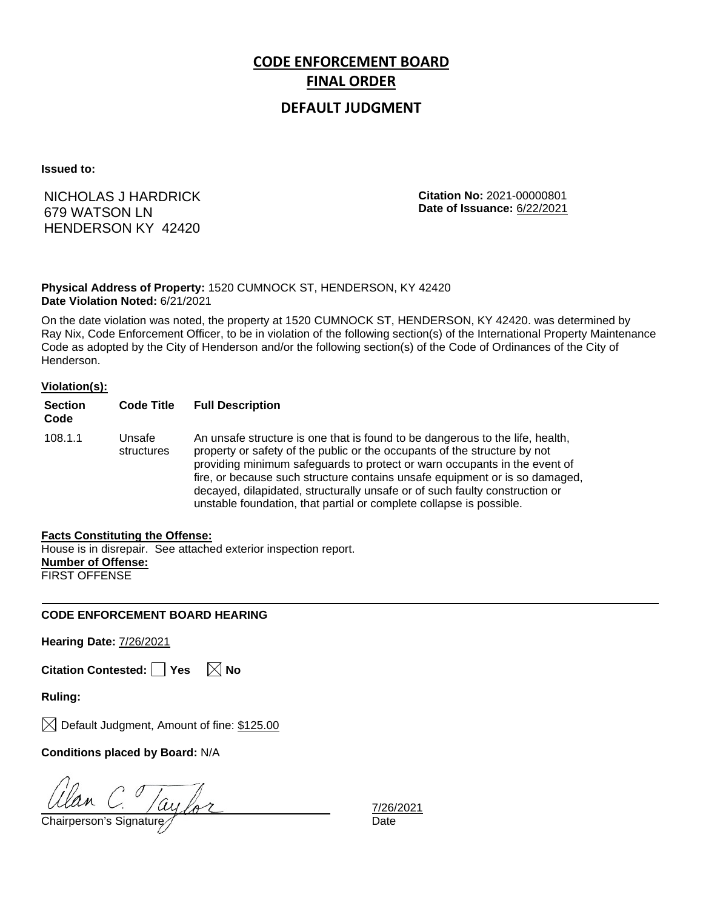# CODE ENFORCEMENT BOARD
# FINAL ORDER
## DEFAULT JUDGMENT

**Issued to:**

NICHOLAS J HARDRICK
679 WATSON LN
HENDERSON KY 42420

**Citation No:** 2021-00000801
**Date of Issuance:** 6/22/2021

**Physical Address of Property:** 1520 CUMNOCK ST, HENDERSON, KY 42420
**Date Violation Noted:** 6/21/2021

On the date violation was noted, the property at 1520 CUMNOCK ST, HENDERSON, KY 42420. was determined by Ray Nix, Code Enforcement Officer, to be in violation of the following section(s) of the International Property Maintenance Code as adopted by the City of Henderson and/or the following section(s) of the Code of Ordinances of the City of Henderson.

**Violation(s):**

| Section Code | Code Title | Full Description |
|---|---|---|
| 108.1.1 | Unsafe structures | An unsafe structure is one that is found to be dangerous to the life, health, property or safety of the public or the occupants of the structure by not providing minimum safeguards to protect or warn occupants in the event of fire, or because such structure contains unsafe equipment or is so damaged, decayed, dilapidated, structurally unsafe or of such faulty construction or unstable foundation, that partial or complete collapse is possible. |

**Facts Constituting the Offense:**
House is in disrepair. See attached exterior inspection report.
**Number of Offense:**
FIRST OFFENSE

---

**CODE ENFORCEMENT BOARD HEARING**

**Hearing Date:** 7/26/2021

**Citation Contested:** ☐ Yes ☒ No

**Ruling:**

☒ Default Judgment, Amount of fine: $125.00

**Conditions placed by Board:** N/A

Alan C. Taylor — 7/26/2021
Chairperson's Signature — Date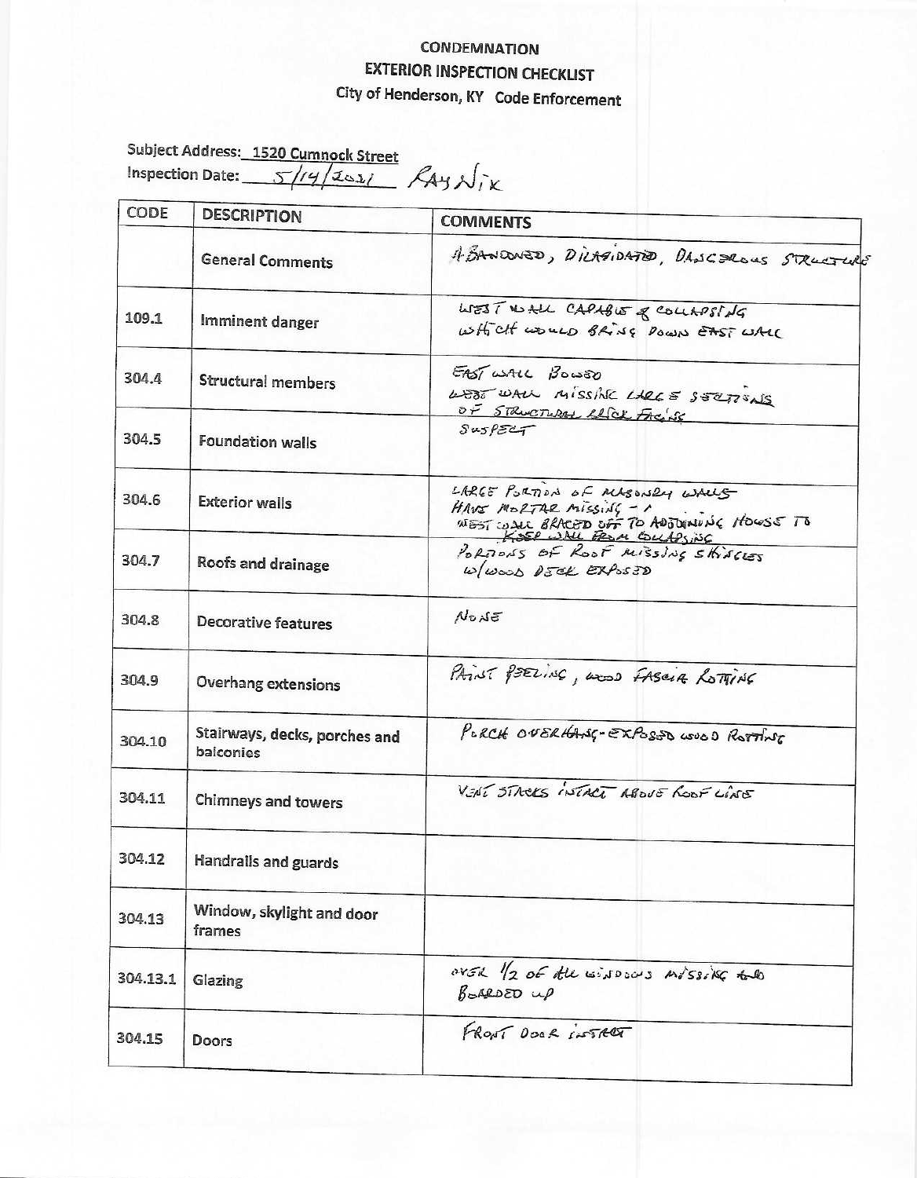**CONDEMNATION**

**EXTERIOR INSPECTION CHECKLIST**

**City of Henderson, KY Code Enforcement**

Subject Address: 1520 Cumnock Street

Inspection Date: 5/14/2021 RAY NIX

| CODE | DESCRIPTION | COMMENTS |
|---|---|---|
| | General Comments | ABANDONED, DILAPIDATED, DANGEROUS STRUCTURE |
| 109.1 | Imminent danger | WEST WALL CAPABLE OF COLLAPSING WHICH WOULD BRING DOWN EAST WALL |
| 304.4 | Structural members | EAST WALL BOWED WEST WALL MISSING LARGE SECTIONS OF STRUCTURAL BRICK FACING |
| 304.5 | Foundation walls | SUSPECT |
| 304.6 | Exterior walls | LARGE PORTION OF MASONRY WALLS HAVE MORTAR MISSING - / WEST WALL BRACED OFF TO ADJOINING HOUSE TO KEEP WALL FROM COLLAPSING |
| 304.7 | Roofs and drainage | PORTIONS OF ROOF MISSING SHINGLES W/WOOD DECK EXPOSED |
| 304.8 | Decorative features | NONE |
| 304.9 | Overhang extensions | PAINT PEELING, WOOD FASCIA ROTTING |
| 304.10 | Stairways, decks, porches and balconies | PORCH OVERHANG-EXPOSED WOOD ROTTING |
| 304.11 | Chimneys and towers | VENT STACKS INTACT ABOVE ROOF LINE |
| 304.12 | Handrails and guards | |
| 304.13 | Window, skylight and door frames | |
| 304.13.1 | Glazing | OVER 1/2 OF ALL WINDOWS MISSING AND BOARDED UP |
| 304.15 | Doors | FRONT DOOR INTACT |